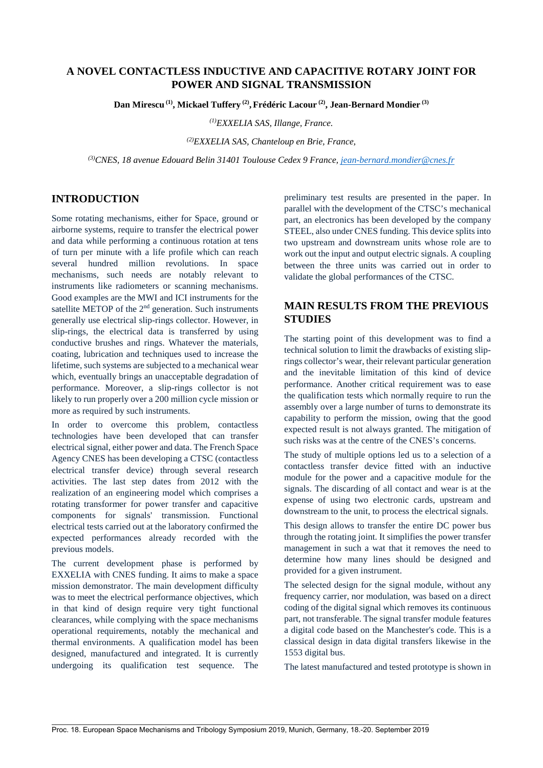# A NOVEL CONTACTLESS INDUCTIVE AND CAPACITIVE ROTARY JOINT FOR POWER AND SIGNAL TRANSMISSION

**Dan Mirescu [(1)], Mickael Tuffery [(2)], Frédéric Lacour [(2)], Jean-Bernard Mondier [(3)]**

*[(1)]EXXELIA SAS, Illange, France.*

*[(2)]EXXELIA SAS, Chanteloup en Brie, France,*

*[(3)]CNES, 18 avenue Edouard Belin 31401 Toulouse Cedex 9 France, jean-bernard.mondier@cnes.fr*

## INTRODUCTION

Some rotating mechanisms, either for Space, ground or airborne systems, require to transfer the electrical power and data while performing a continuous rotation at tens of turn per minute with a life profile which can reach several hundred million revolutions. In space mechanisms, such needs are notably relevant to instruments like radiometers or scanning mechanisms. Good examples are the MWI and ICI instruments for the satellite METOP of the 2nd generation. Such instruments generally use electrical slip-rings collector. However, in slip-rings, the electrical data is transferred by using conductive brushes and rings. Whatever the materials, coating, lubrication and techniques used to increase the lifetime, such systems are subjected to a mechanical wear which, eventually brings an unacceptable degradation of performance. Moreover, a slip-rings collector is not likely to run properly over a 200 million cycle mission or more as required by such instruments.

In order to overcome this problem, contactless technologies have been developed that can transfer electrical signal, either power and data. The French Space Agency CNES has been developing a CTSC (contactless electrical transfer device) through several research activities. The last step dates from 2012 with the realization of an engineering model which comprises a rotating transformer for power transfer and capacitive components for signals' transmission. Functional electrical tests carried out at the laboratory confirmed the expected performances already recorded with the previous models.

The current development phase is performed by EXXELIA with CNES funding. It aims to make a space mission demonstrator. The main development difficulty was to meet the electrical performance objectives, which in that kind of design require very tight functional clearances, while complying with the space mechanisms operational requirements, notably the mechanical and thermal environments. A qualification model has been designed, manufactured and integrated. It is currently undergoing its qualification test sequence. The preliminary test results are presented in the paper. In parallel with the development of the CTSC's mechanical part, an electronics has been developed by the company STEEL, also under CNES funding. This device splits into two upstream and downstream units whose role are to work out the input and output electric signals. A coupling between the three units was carried out in order to validate the global performances of the CTSC.

## MAIN RESULTS FROM THE PREVIOUS STUDIES

The starting point of this development was to find a technical solution to limit the drawbacks of existing slip-rings collector's wear, their relevant particular generation and the inevitable limitation of this kind of device performance. Another critical requirement was to ease the qualification tests which normally require to run the assembly over a large number of turns to demonstrate its capability to perform the mission, owing that the good expected result is not always granted. The mitigation of such risks was at the centre of the CNES's concerns.

The study of multiple options led us to a selection of a contactless transfer device fitted with an inductive module for the power and a capacitive module for the signals. The discarding of all contact and wear is at the expense of using two electronic cards, upstream and downstream to the unit, to process the electrical signals.

This design allows to transfer the entire DC power bus through the rotating joint. It simplifies the power transfer management in such a wat that it removes the need to determine how many lines should be designed and provided for a given instrument.

The selected design for the signal module, without any frequency carrier, nor modulation, was based on a direct coding of the digital signal which removes its continuous part, not transferable. The signal transfer module features a digital code based on the Manchester's code. This is a classical design in data digital transfers likewise in the 1553 digital bus.

The latest manufactured and tested prototype is shown in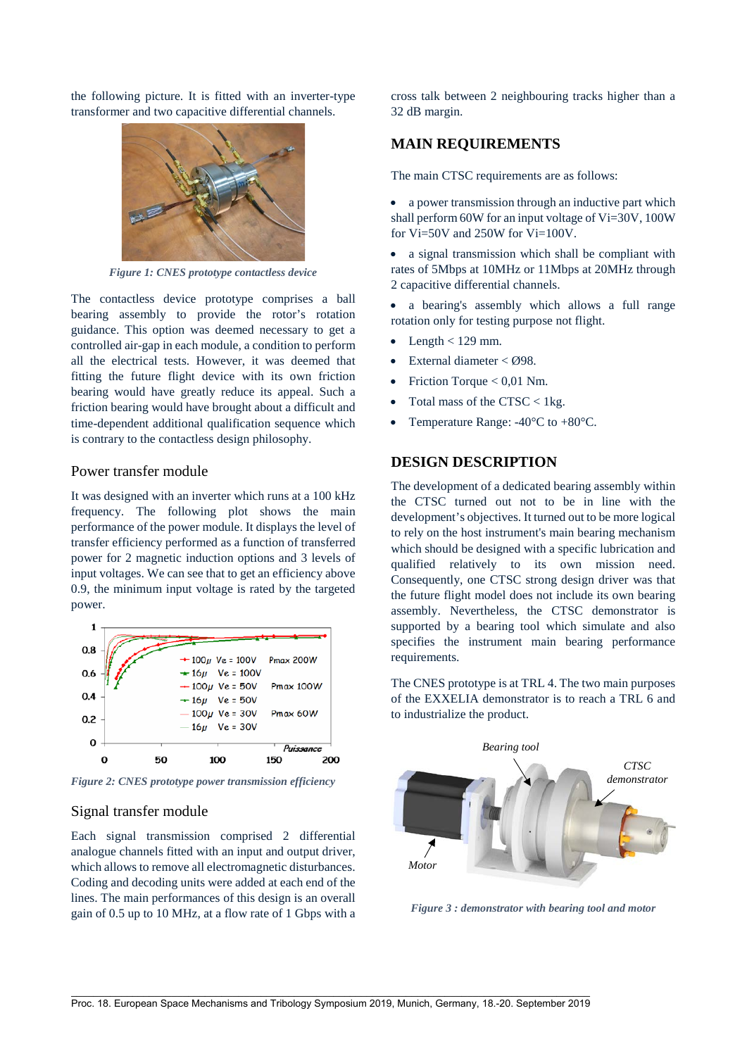the following picture. It is fitted with an inverter-type transformer and two capacitive differential channels.

*Figure 1: CNES prototype contactless device*

The contactless device prototype comprises a ball bearing assembly to provide the rotor's rotation guidance. This option was deemed necessary to get a controlled air-gap in each module, a condition to perform all the electrical tests. However, it was deemed that fitting the future flight device with its own friction bearing would have greatly reduce its appeal. Such a friction bearing would have brought about a difficult and time-dependent additional qualification sequence which is contrary to the contactless design philosophy.

### Power transfer module

It was designed with an inverter which runs at a 100 kHz frequency. The following plot shows the main performance of the power module. It displays the level of transfer efficiency performed as a function of transferred power for 2 magnetic induction options and 3 levels of input voltages. We can see that to get an efficiency above 0.9, the minimum input voltage is rated by the targeted power.

*Figure 2: CNES prototype power transmission efficiency*

### Signal transfer module

Each signal transmission comprised 2 differential analogue channels fitted with an input and output driver, which allows to remove all electromagnetic disturbances. Coding and decoding units were added at each end of the lines. The main performances of this design is an overall gain of 0.5 up to 10 MHz, at a flow rate of 1 Gbps with a cross talk between 2 neighbouring tracks higher than a 32 dB margin.

## MAIN REQUIREMENTS

The main CTSC requirements are as follows:

- a power transmission through an inductive part which shall perform 60W for an input voltage of Vi=30V, 100W for Vi=50V and 250W for Vi=100V.
- a signal transmission which shall be compliant with rates of 5Mbps at 10MHz or 11Mbps at 20MHz through 2 capacitive differential channels.
- a bearing's assembly which allows a full range rotation only for testing purpose not flight.
- Length < 129 mm.
- External diameter < Ø98.
- Friction Torque < 0,01 Nm.
- Total mass of the CTSC < 1kg.
- Temperature Range: -40°C to +80°C.

## DESIGN DESCRIPTION

The development of a dedicated bearing assembly within the CTSC turned out not to be in line with the development's objectives. It turned out to be more logical to rely on the host instrument's main bearing mechanism which should be designed with a specific lubrication and qualified relatively to its own mission need. Consequently, one CTSC strong design driver was that the future flight model does not include its own bearing assembly. Nevertheless, the CTSC demonstrator is supported by a bearing tool which simulate and also specifies the instrument main bearing performance requirements.

The CNES prototype is at TRL 4. The two main purposes of the EXXELIA demonstrator is to reach a TRL 6 and to industrialize the product.

*Figure 3 : demonstrator with bearing tool and motor*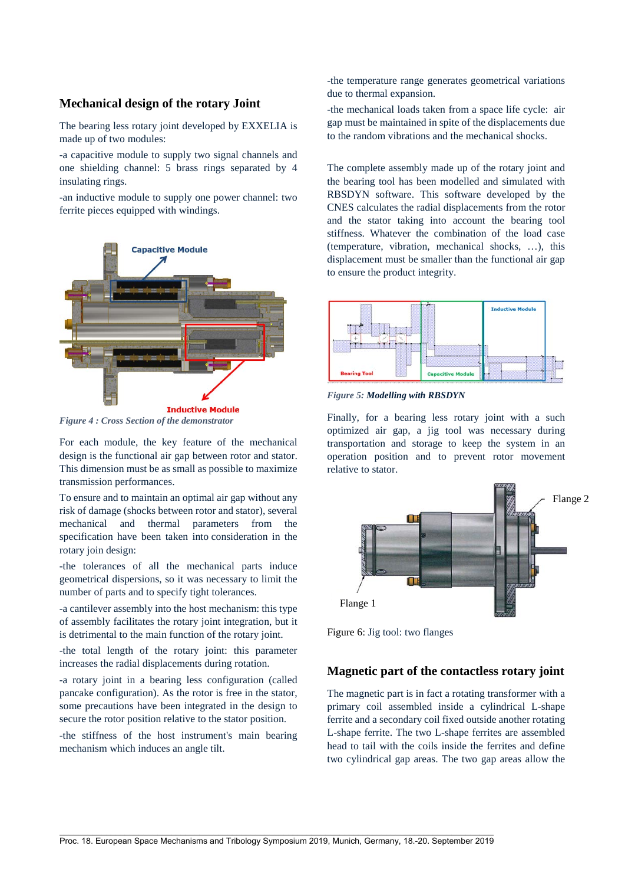## Mechanical design of the rotary Joint

The bearing less rotary joint developed by EXXELIA is made up of two modules:

-a capacitive module to supply two signal channels and one shielding channel: 5 brass rings separated by 4 insulating rings.

-an inductive module to supply one power channel: two ferrite pieces equipped with windings.

*Figure 4 : Cross Section of the demonstrator*

For each module, the key feature of the mechanical design is the functional air gap between rotor and stator. This dimension must be as small as possible to maximize transmission performances.

To ensure and to maintain an optimal air gap without any risk of damage (shocks between rotor and stator), several mechanical and thermal parameters from the specification have been taken into consideration in the rotary join design:

-the tolerances of all the mechanical parts induce geometrical dispersions, so it was necessary to limit the number of parts and to specify tight tolerances.

-a cantilever assembly into the host mechanism: this type of assembly facilitates the rotary joint integration, but it is detrimental to the main function of the rotary joint.

-the total length of the rotary joint: this parameter increases the radial displacements during rotation.

-a rotary joint in a bearing less configuration (called pancake configuration). As the rotor is free in the stator, some precautions have been integrated in the design to secure the rotor position relative to the stator position.

-the stiffness of the host instrument's main bearing mechanism which induces an angle tilt.

-the temperature range generates geometrical variations due to thermal expansion.

-the mechanical loads taken from a space life cycle: air gap must be maintained in spite of the displacements due to the random vibrations and the mechanical shocks.

The complete assembly made up of the rotary joint and the bearing tool has been modelled and simulated with RBSDYN software. This software developed by the CNES calculates the radial displacements from the rotor and the stator taking into account the bearing tool stiffness. Whatever the combination of the load case (temperature, vibration, mechanical shocks, …), this displacement must be smaller than the functional air gap to ensure the product integrity.

*Figure 5: **Modelling with RBSDYN***

Finally, for a bearing less rotary joint with a such optimized air gap, a jig tool was necessary during transportation and storage to keep the system in an operation position and to prevent rotor movement relative to stator.

Figure 6: Jig tool: two flanges

## Magnetic part of the contactless rotary joint

The magnetic part is in fact a rotating transformer with a primary coil assembled inside a cylindrical L-shape ferrite and a secondary coil fixed outside another rotating L-shape ferrite. The two L-shape ferrites are assembled head to tail with the coils inside the ferrites and define two cylindrical gap areas. The two gap areas allow the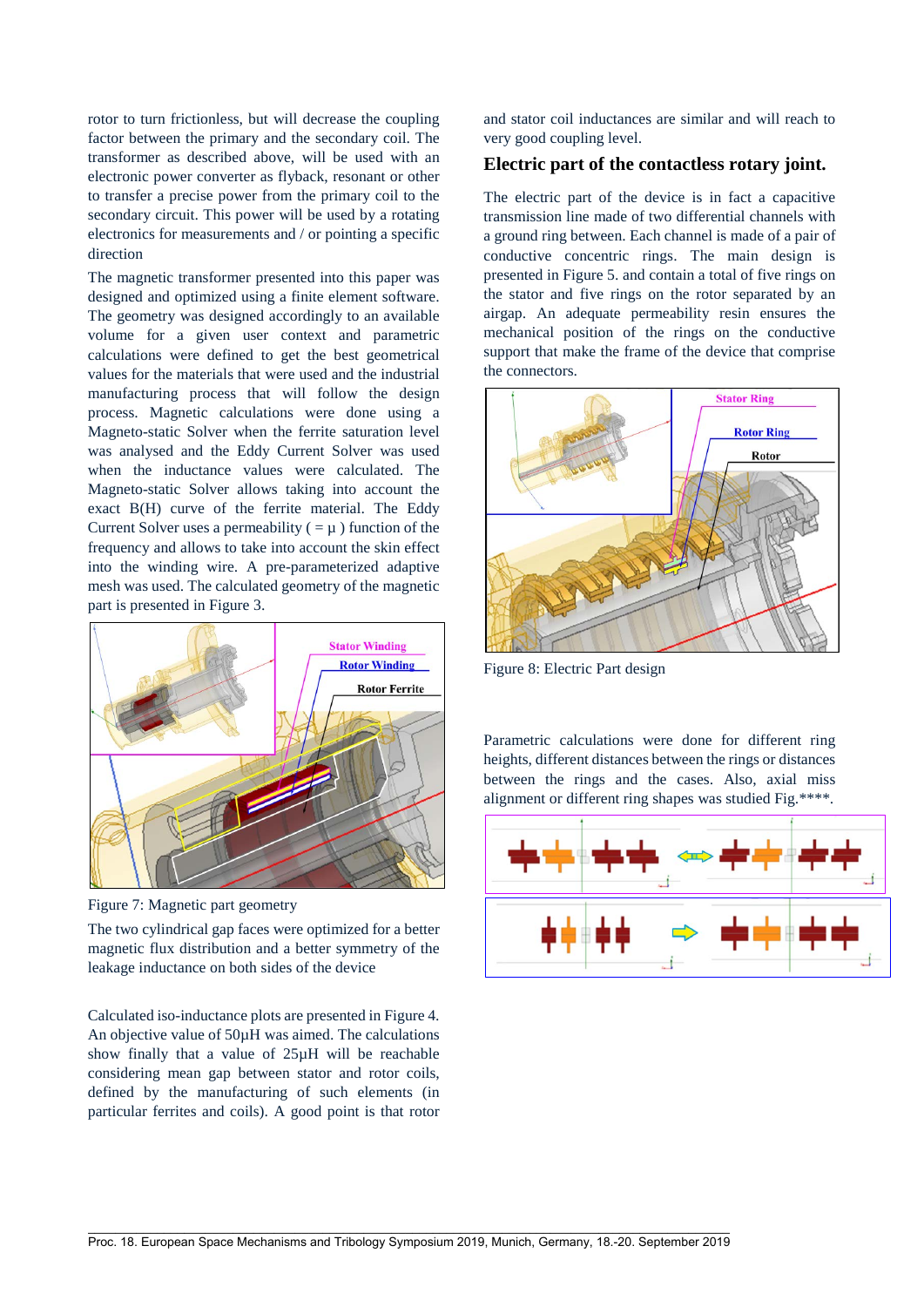rotor to turn frictionless, but will decrease the coupling factor between the primary and the secondary coil. The transformer as described above, will be used with an electronic power converter as flyback, resonant or other to transfer a precise power from the primary coil to the secondary circuit. This power will be used by a rotating electronics for measurements and / or pointing a specific direction

The magnetic transformer presented into this paper was designed and optimized using a finite element software. The geometry was designed accordingly to an available volume for a given user context and parametric calculations were defined to get the best geometrical values for the materials that were used and the industrial manufacturing process that will follow the design process. Magnetic calculations were done using a Magneto-static Solver when the ferrite saturation level was analysed and the Eddy Current Solver was used when the inductance values were calculated. The Magneto-static Solver allows taking into account the exact B(H) curve of the ferrite material. The Eddy Current Solver uses a permeability ( = µ ) function of the frequency and allows to take into account the skin effect into the winding wire. A pre-parameterized adaptive mesh was used. The calculated geometry of the magnetic part is presented in Figure 3.

Figure 7: Magnetic part geometry

The two cylindrical gap faces were optimized for a better magnetic flux distribution and a better symmetry of the leakage inductance on both sides of the device

Calculated iso-inductance plots are presented in Figure 4. An objective value of 50µH was aimed. The calculations show finally that a value of 25µH will be reachable considering mean gap between stator and rotor coils, defined by the manufacturing of such elements (in particular ferrites and coils). A good point is that rotor and stator coil inductances are similar and will reach to very good coupling level.

## Electric part of the contactless rotary joint.

The electric part of the device is in fact a capacitive transmission line made of two differential channels with a ground ring between. Each channel is made of a pair of conductive concentric rings. The main design is presented in Figure 5. and contain a total of five rings on the stator and five rings on the rotor separated by an airgap. An adequate permeability resin ensures the mechanical position of the rings on the conductive support that make the frame of the device that comprise the connectors.

Figure 8: Electric Part design

Parametric calculations were done for different ring heights, different distances between the rings or distances between the rings and the cases. Also, axial miss alignment or different ring shapes was studied Fig.****.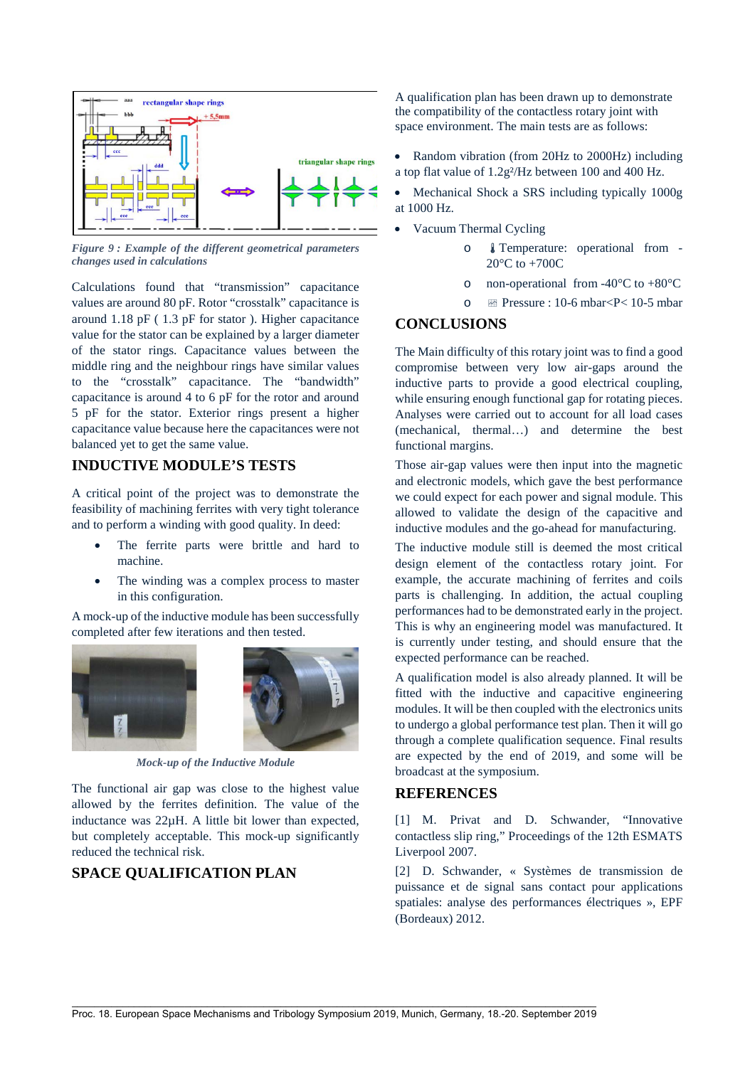*Figure 9 : Example of the different geometrical parameters changes used in calculations*

Calculations found that "transmission" capacitance values are around 80 pF. Rotor "crosstalk" capacitance is around 1.18 pF ( 1.3 pF for stator ). Higher capacitance value for the stator can be explained by a larger diameter of the stator rings. Capacitance values between the middle ring and the neighbour rings have similar values to the "crosstalk" capacitance. The "bandwidth" capacitance is around 4 to 6 pF for the rotor and around 5 pF for the stator. Exterior rings present a higher capacitance value because here the capacitances were not balanced yet to get the same value.

## INDUCTIVE MODULE'S TESTS

A critical point of the project was to demonstrate the feasibility of machining ferrites with very tight tolerance and to perform a winding with good quality. In deed:

- The ferrite parts were brittle and hard to machine.
- The winding was a complex process to master in this configuration.

A mock-up of the inductive module has been successfully completed after few iterations and then tested.

*Mock-up of the Inductive Module*

The functional air gap was close to the highest value allowed by the ferrites definition. The value of the inductance was 22µH. A little bit lower than expected, but completely acceptable. This mock-up significantly reduced the technical risk.

## SPACE QUALIFICATION PLAN

A qualification plan has been drawn up to demonstrate the compatibility of the contactless rotary joint with space environment. The main tests are as follows:

- Random vibration (from 20Hz to 2000Hz) including a top flat value of 1.2g²/Hz between 100 and 400 Hz.
- Mechanical Shock a SRS including typically 1000g at 1000 Hz.
- Vacuum Thermal Cycling
  - Temperature: operational from -20°C to +700C
  - non-operational from -40°C to +80°C
  - Pressure : 10-6 mbar<P< 10-5 mbar

## CONCLUSIONS

The Main difficulty of this rotary joint was to find a good compromise between very low air-gaps around the inductive parts to provide a good electrical coupling, while ensuring enough functional gap for rotating pieces. Analyses were carried out to account for all load cases (mechanical, thermal…) and determine the best functional margins.

Those air-gap values were then input into the magnetic and electronic models, which gave the best performance we could expect for each power and signal module. This allowed to validate the design of the capacitive and inductive modules and the go-ahead for manufacturing.

The inductive module still is deemed the most critical design element of the contactless rotary joint. For example, the accurate machining of ferrites and coils parts is challenging. In addition, the actual coupling performances had to be demonstrated early in the project. This is why an engineering model was manufactured. It is currently under testing, and should ensure that the expected performance can be reached.

A qualification model is also already planned. It will be fitted with the inductive and capacitive engineering modules. It will be then coupled with the electronics units to undergo a global performance test plan. Then it will go through a complete qualification sequence. Final results are expected by the end of 2019, and some will be broadcast at the symposium.

## REFERENCES

[1] M. Privat and D. Schwander, "Innovative contactless slip ring," Proceedings of the 12th ESMATS Liverpool 2007.

[2] D. Schwander, « Systèmes de transmission de puissance et de signal sans contact pour applications spatiales: analyse des performances électriques », EPF (Bordeaux) 2012.